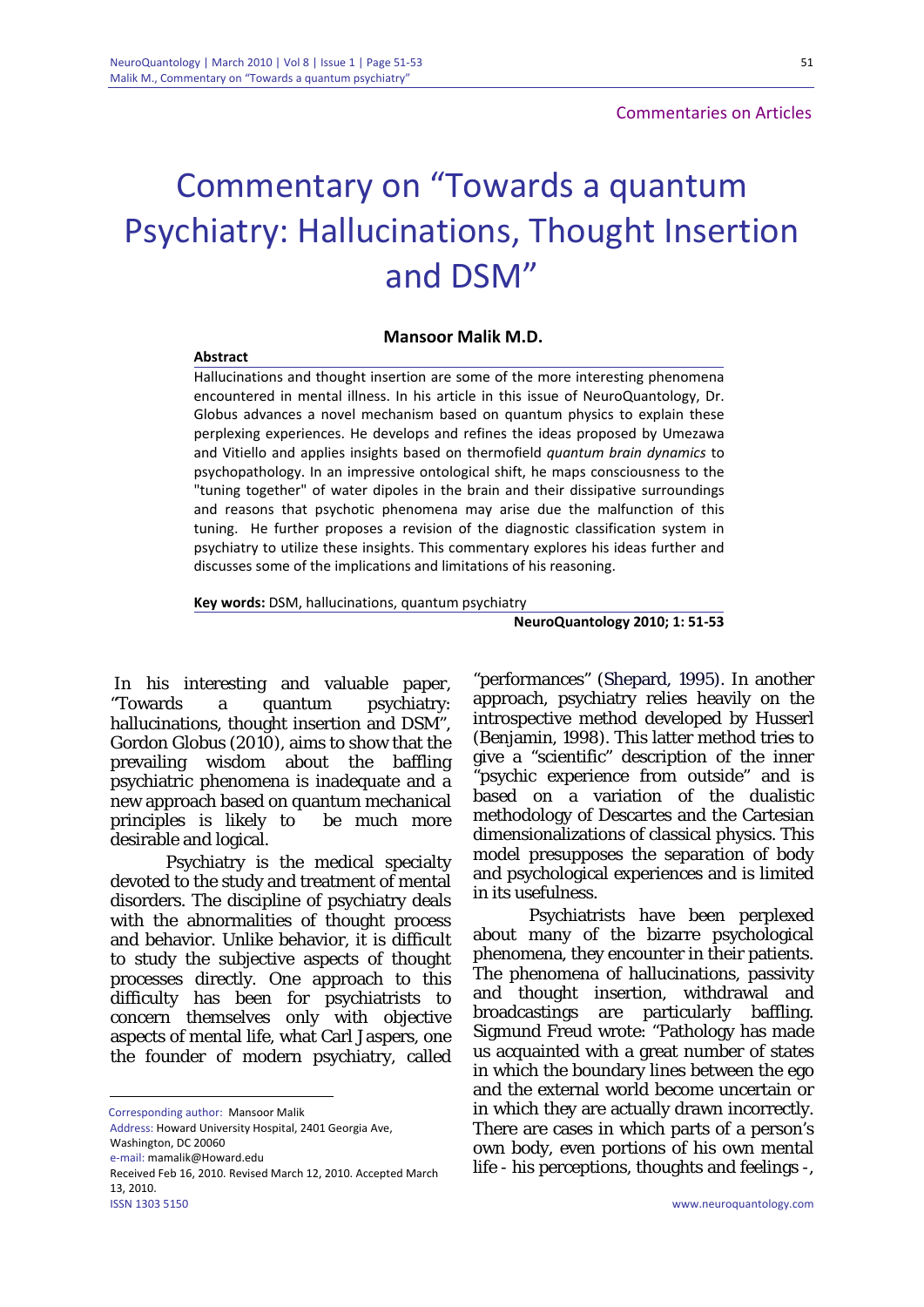Commentaries on Articles

# Commentary on "Towards a quantum Psychiatry: Hallucinations, Thought Insertion and DSM"

**Mansoor Malik M.D.**

**Abstract**

Hallucinations and thought insertion are some of the more interesting phenomena encountered in mental illness. In his article in this issue of NeuroQuantology, Dr. Globus advances a novel mechanism based on quantum physics to explain these perplexing experiences. He develops and refines the ideas proposed by Umezawa and Vitiello and applies insights based on thermofield *quantum brain dynamics* to psychopathology. In an impressive ontological shift, he maps consciousness to the "tuning together" of water dipoles in the brain and their dissipative surroundings and reasons that psychotic phenomena may arise due the malfunction of this tuning. He further proposes a revision of the diagnostic classification system in psychiatry to utilize these insights. This commentary explores his ideas further and discusses some of the implications and limitations of his reasoning.

**Key words:** DSM, hallucinations, quantum psychiatry

**NeuroQuantology 2010; 1: 51-53**

In his interesting and valuable paper, "Towards a quantum psychiatry: hallucinations, thought insertion and DSM", Gordon Globus (2010), aims to show that the prevailing wisdom about the baffling psychiatric phenomena is inadequate and a new approach based on quantum mechanical principles is likely to be much more desirable and logical.

Psychiatry is the medical specialty devoted to the study and treatment of mental disorders. The discipline of psychiatry deals with the abnormalities of thought process and behavior. Unlike behavior, it is difficult to study the subjective aspects of thought processes directly. One approach to this difficulty has been for psychiatrists to concern themselves only with objective aspects of mental life, what Carl Jaspers, one the founder of modern psychiatry, called "performances" (Shepard, 1995). In another approach, psychiatry relies heavily on the introspective method developed by Husserl (Benjamin, 1998). This latter method tries to give a "scientific" description of the inner "psychic experience from outside" and is based on a variation of the dualistic methodology of Descartes and the Cartesian dimensionalizations of classical physics. This model presupposes the separation of body and psychological experiences and is limited in its usefulness.

Psychiatrists have been perplexed about many of the bizarre psychological phenomena, they encounter in their patients. The phenomena of hallucinations, passivity and thought insertion, withdrawal and broadcastings are particularly baffling. Sigmund Freud wrote: "Pathology has made us acquainted with a great number of states in which the boundary lines between the ego and the external world become uncertain or in which they are actually drawn incorrectly. There are cases in which parts of a person's own body, even portions of his own mental life - his perceptions, thoughts and feelings -,

Corresponding author: Mansoor Malik

Address: Howard University Hospital, 2401 Georgia Ave, Washington, DC 20060

e-mail: mamalik@Howard.edu

Received Feb 16, 2010. Revised March 12, 2010. Accepted March 13, 2010.

ISSN 1303 5150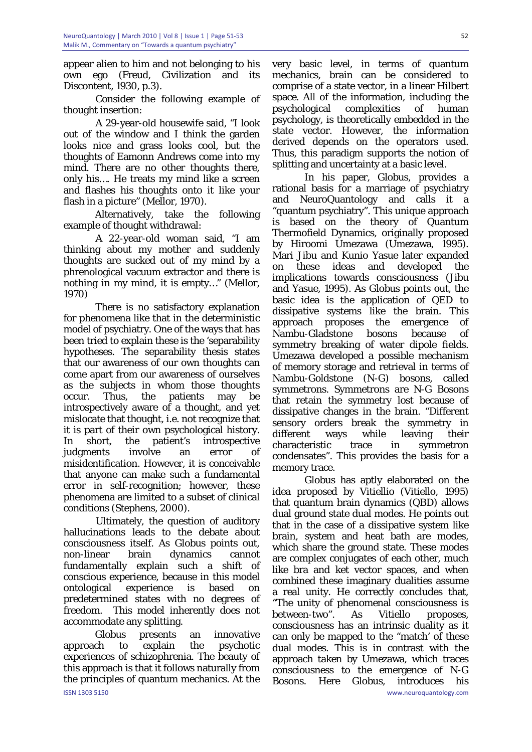appear alien to him and not belonging to his own ego (Freud, Civilization and its Discontent, 1930, p.3).

Consider the following example of thought insertion:

A 29-year-old housewife said, "I look out of the window and I think the garden looks nice and grass looks cool, but the thoughts of Eamonn Andrews come into my mind. There are no other thoughts there, only his…. He treats my mind like a screen and flashes his thoughts onto it like your flash in a picture" (Mellor, 1970).

Alternatively, take the following example of thought withdrawal:

A 22-year-old woman said, "I am thinking about my mother and suddenly thoughts are sucked out of my mind by a phrenological vacuum extractor and there is nothing in my mind, it is empty…" (Mellor, 1970)

There is no satisfactory explanation for phenomena like that in the deterministic model of psychiatry. One of the ways that has been tried to explain these is the 'separability hypotheses. The separability thesis states that our awareness of our own thoughts can come apart from our awareness of ourselves as the subjects in whom those thoughts occur. Thus, the patients may be introspectively aware of a thought, and yet mislocate that thought, i.e. not recognize that it is part of their own psychological history. In short, the patient's introspective judgments involve an error of misidentification. However, it is conceivable that anyone can make such a fundamental error in self-recognition; however, these phenomena are limited to a subset of clinical conditions (Stephens, 2000).

Ultimately, the question of auditory hallucinations leads to the debate about consciousness itself. As Globus points out, non-linear brain dynamics cannot fundamentally explain such a shift of conscious experience, because in this model ontological experience is based on predetermined states with no degrees of freedom. This model inherently does not accommodate any splitting.

Globus presents an innovative approach to explain the psychotic experiences of schizophrenia. The beauty of this approach is that it follows naturally from the principles of quantum mechanics. At the very basic level, in terms of quantum mechanics, brain can be considered to comprise of a state vector, in a linear Hilbert space. All of the information, including the psychological complexities of human psychology, is theoretically embedded in the state vector. However, the information derived depends on the operators used. Thus, this paradigm supports the notion of splitting and uncertainty at a basic level.

In his paper, Globus, provides a rational basis for a marriage of psychiatry and NeuroQuantology and calls it a "quantum psychiatry". This unique approach is based on the theory of Quantum Thermofield Dynamics, originally proposed by Hiroomi Umezawa (Umezawa, 1995). Mari Jibu and Kunio Yasue later expanded on these ideas and developed the implications towards consciousness (Jibu and Yasue, 1995). As Globus points out, the basic idea is the application of QED to dissipative systems like the brain. This approach proposes the emergence of Nambu-Gladstone bosons because of symmetry breaking of water dipole fields. Umezawa developed a possible mechanism of memory storage and retrieval in terms of Nambu-Goldstone (N-G) bosons, called symmetrons. Symmetrons are N-G Bosons that retain the symmetry lost because of dissipative changes in the brain. "Different sensory orders break the symmetry in different ways while leaving their characteristic trace in symmetron condensates". This provides the basis for a memory trace.

Globus has aptly elaborated on the idea proposed by Vitiellio (Vitiello, 1995) that quantum brain dynamics (QBD) allows dual ground state dual modes. He points out that in the case of a dissipative system like brain, system and heat bath are modes, which share the ground state. These modes are complex conjugates of each other, much like bra and ket vector spaces, and when combined these imaginary dualities assume a real unity. He correctly concludes that, "The unity of phenomenal consciousness is between-two". As Vitiello proposes, consciousness has an intrinsic duality as it can only be mapped to the "match' of these dual modes. This is in contrast with the approach taken by Umezawa, which traces consciousness to the emergence of N-G Bosons. Here Globus, introduces his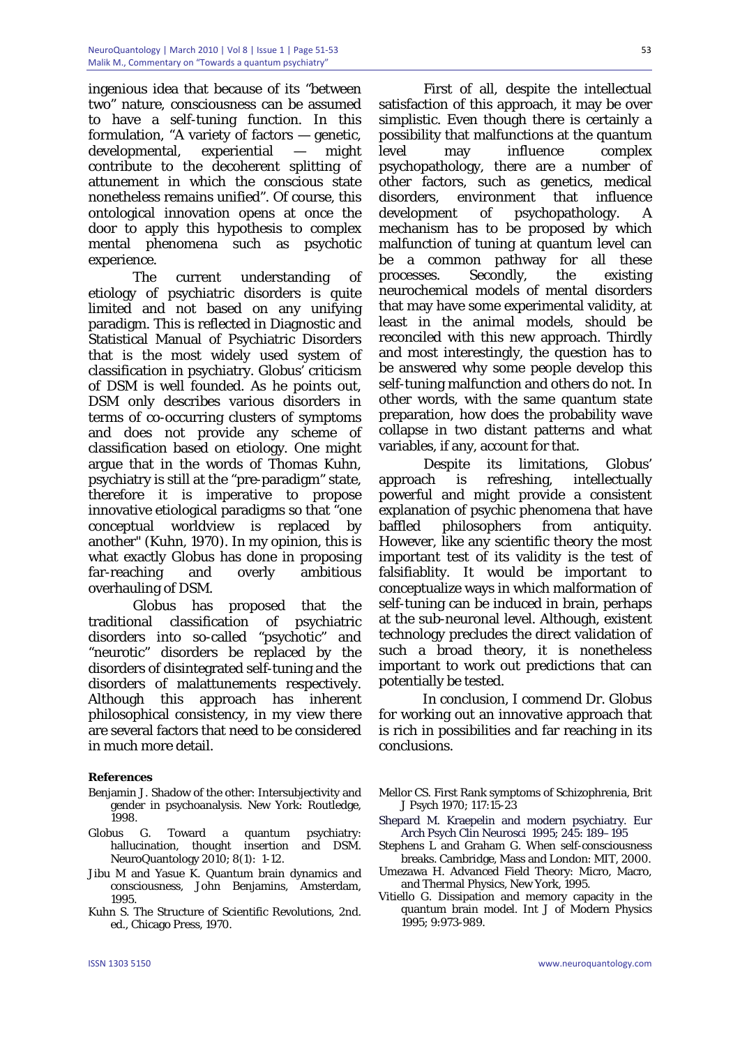ingenious idea that because of its "between two" nature, consciousness can be assumed to have a self-tuning function. In this formulation, "A variety of factors — genetic, developmental, experiential — might contribute to the decoherent splitting of attunement in which the conscious state nonetheless remains unified". Of course, this ontological innovation opens at once the door to apply this hypothesis to complex mental phenomena such as psychotic experience.

The current understanding of etiology of psychiatric disorders is quite limited and not based on any unifying paradigm. This is reflected in Diagnostic and Statistical Manual of Psychiatric Disorders that is the most widely used system of classification in psychiatry. Globus' criticism of DSM is well founded. As he points out, DSM only describes various disorders in terms of co-occurring clusters of symptoms and does not provide any scheme of classification based on etiology. One might argue that in the words of Thomas Kuhn, psychiatry is still at the "pre-paradigm" state, therefore it is imperative to propose innovative etiological paradigms so that "one conceptual worldview is replaced by another" (Kuhn, 1970). In my opinion, this is what exactly Globus has done in proposing far-reaching and overly ambitious overhauling of DSM.

Globus has proposed that the traditional classification of psychiatric disorders into so-called "psychotic" and "neurotic" disorders be replaced by the disorders of disintegrated self-tuning and the disorders of malattunements respectively. Although this approach has inherent philosophical consistency, in my view there are several factors that need to be considered in much more detail.

First of all, despite the intellectual satisfaction of this approach, it may be over simplistic. Even though there is certainly a possibility that malfunctions at the quantum level may influence complex psychopathology, there are a number of other factors, such as genetics, medical disorders, environment that influence development of psychopathology. A mechanism has to be proposed by which malfunction of tuning at quantum level can be a common pathway for all these processes. Secondly, the existing neurochemical models of mental disorders that may have some experimental validity, at least in the animal models, should be reconciled with this new approach. Thirdly and most interestingly, the question has to be answered why some people develop this self-tuning malfunction and others do not. In other words, with the same quantum state preparation, how does the probability wave collapse in two distant patterns and what variables, if any, account for that.

Despite its limitations, Globus' approach is refreshing, intellectually powerful and might provide a consistent explanation of psychic phenomena that have baffled philosophers from antiquity. However, like any scientific theory the most important test of its validity is the test of falsifiablity. It would be important to conceptualize ways in which malformation of self-tuning can be induced in brain, perhaps at the sub-neuronal level. Although, existent technology precludes the direct validation of such a broad theory, it is nonetheless important to work out predictions that can potentially be tested.

In conclusion, I commend Dr. Globus for working out an innovative approach that is rich in possibilities and far reaching in its conclusions.

**References**

Benjamin J. Shadow of the other: Intersubjectivity and gender in psychoanalysis. New York: Routledge, 1998.

Globus G. Toward a quantum psychiatry: hallucination, thought insertion and DSM. NeuroQuantology 2010; 8(1): 1-12.

Jibu M and Yasue K. Quantum brain dynamics and consciousness, John Benjamins, Amsterdam, 1995.

Kuhn S. The Structure of Scientific Revolutions, 2nd. ed., Chicago Press, 1970.

Mellor CS. First Rank symptoms of Schizophrenia, Brit J Psych 1970; 117:15-23

Shepard M. Kraepelin and modern psychiatry. Eur Arch Psych Clin Neurosci 1995; 245: 189–195

Stephens L and Graham G. When self-consciousness breaks. Cambridge, Mass and London: MIT, 2000.

Umezawa H. Advanced Field Theory: Micro, Macro, and Thermal Physics, New York, 1995.

Vitiello G. Dissipation and memory capacity in the quantum brain model. Int J of Modern Physics 1995; 9:973-989.